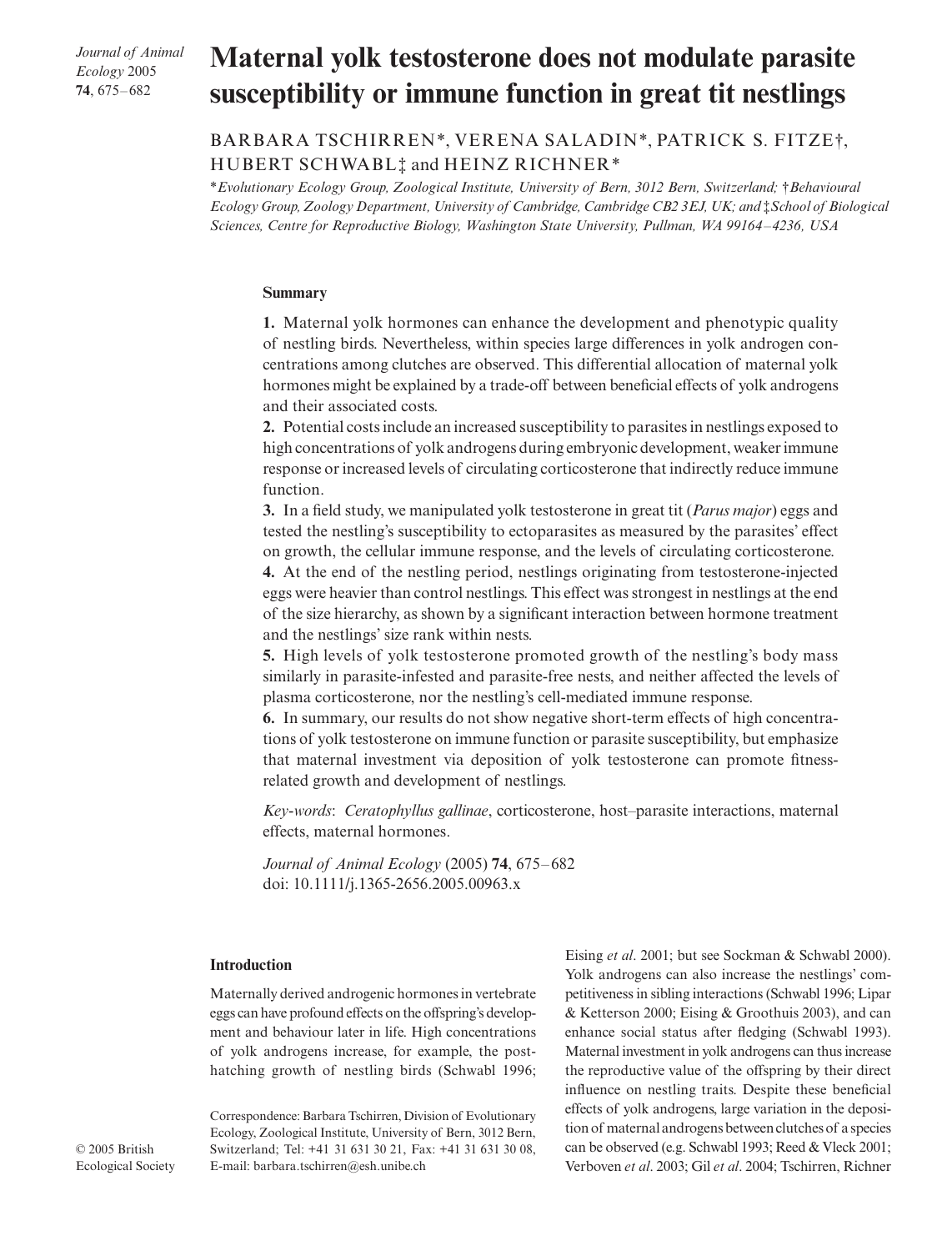# Maternal yolk testosterone does not modulate parasite susceptibility or immune function in great tit nestlings

BARBARA TSCHIRREN*, VERENA SALADIN*, PATRICK S. FITZE†, HUBERT SCHWABL‡ and HEINZ RICHNER*

**Evolutionary Ecology Group, Zoological Institute, University of Bern, 3012 Bern, Switzerland; †Behavioural Ecology Group, Zoology Department, University of Cambridge, Cambridge CB2 3EJ, UK; and ‡School of Biological Sciences, Centre for Reproductive Biology, Washington State University, Pullman, WA 99164–4236, USA*

## Summary

**1.** Maternal yolk hormones can enhance the development and phenotypic quality of nestling birds. Nevertheless, within species large differences in yolk androgen concentrations among clutches are observed. This differential allocation of maternal yolk hormones might be explained by a trade-off between beneficial effects of yolk androgens and their associated costs.

**2.** Potential costs include an increased susceptibility to parasites in nestlings exposed to high concentrations of yolk androgens during embryonic development, weaker immune response or increased levels of circulating corticosterone that indirectly reduce immune function.

**3.** In a field study, we manipulated yolk testosterone in great tit (*Parus major*) eggs and tested the nestling's susceptibility to ectoparasites as measured by the parasites' effect on growth, the cellular immune response, and the levels of circulating corticosterone.

**4.** At the end of the nestling period, nestlings originating from testosterone-injected eggs were heavier than control nestlings. This effect was strongest in nestlings at the end of the size hierarchy, as shown by a significant interaction between hormone treatment and the nestlings' size rank within nests.

**5.** High levels of yolk testosterone promoted growth of the nestling's body mass similarly in parasite-infested and parasite-free nests, and neither affected the levels of plasma corticosterone, nor the nestling's cell-mediated immune response.

**6.** In summary, our results do not show negative short-term effects of high concentrations of yolk testosterone on immune function or parasite susceptibility, but emphasize that maternal investment via deposition of yolk testosterone can promote fitness-related growth and development of nestlings.

*Key-words*: *Ceratophyllus gallinae*, corticosterone, host–parasite interactions, maternal effects, maternal hormones.

*Journal of Animal Ecology* (2005) **74**, 675–682
doi: 10.1111/j.1365-2656.2005.00963.x

## Introduction

Maternally derived androgenic hormones in vertebrate eggs can have profound effects on the offspring's development and behaviour later in life. High concentrations of yolk androgens increase, for example, the post-hatching growth of nestling birds (Schwabl 1996; Eising *et al*. 2001; but see Sockman & Schwabl 2000). Yolk androgens can also increase the nestlings' competitiveness in sibling interactions (Schwabl 1996; Lipar & Ketterson 2000; Eising & Groothuis 2003), and can enhance social status after fledging (Schwabl 1993). Maternal investment in yolk androgens can thus increase the reproductive value of the offspring by their direct influence on nestling traits. Despite these beneficial effects of yolk androgens, large variation in the deposition of maternal androgens between clutches of a species can be observed (e.g. Schwabl 1993; Reed & Vleck 2001; Verboven *et al*. 2003; Gil *et al*. 2004; Tschirren, Richner

Correspondence: Barbara Tschirren, Division of Evolutionary Ecology, Zoological Institute, University of Bern, 3012 Bern, Switzerland; Tel: +41 31 631 30 21, Fax: +41 31 631 30 08, E-mail: barbara.tschirren@esh.unibe.ch

© 2005 British Ecological Society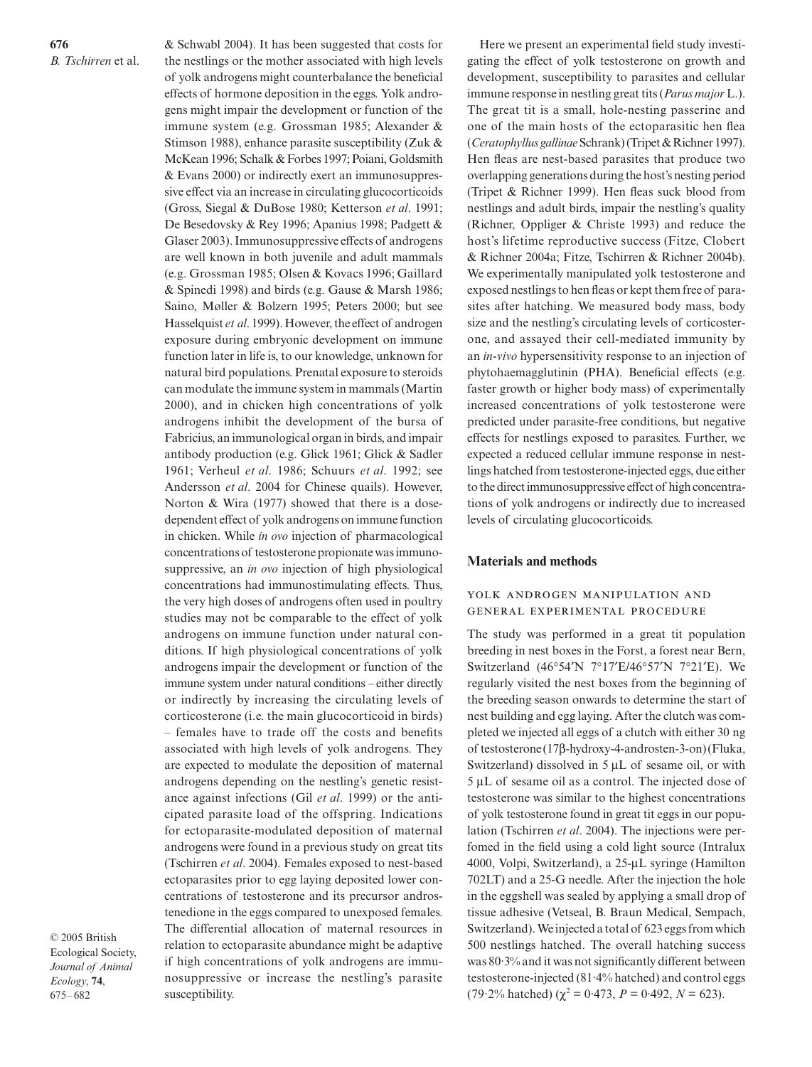& Schwabl 2004). It has been suggested that costs for the nestlings or the mother associated with high levels of yolk androgens might counterbalance the beneficial effects of hormone deposition in the eggs. Yolk androgens might impair the development or function of the immune system (e.g. Grossman 1985; Alexander & Stimson 1988), enhance parasite susceptibility (Zuk & McKean 1996; Schalk & Forbes 1997; Poiani, Goldsmith & Evans 2000) or indirectly exert an immunosuppressive effect via an increase in circulating glucocorticoids (Gross, Siegal & DuBose 1980; Ketterson *et al*. 1991; De Besedovsky & Rey 1996; Apanius 1998; Padgett & Glaser 2003). Immunosuppressive effects of androgens are well known in both juvenile and adult mammals (e.g. Grossman 1985; Olsen & Kovacs 1996; Gaillard & Spinedi 1998) and birds (e.g. Gause & Marsh 1986; Saino, Møller & Bolzern 1995; Peters 2000; but see Hasselquist *et al*. 1999). However, the effect of androgen exposure during embryonic development on immune function later in life is, to our knowledge, unknown for natural bird populations. Prenatal exposure to steroids can modulate the immune system in mammals (Martin 2000), and in chicken high concentrations of yolk androgens inhibit the development of the bursa of Fabricius, an immunological organ in birds, and impair antibody production (e.g. Glick 1961; Glick & Sadler 1961; Verheul *et al*. 1986; Schuurs *et al*. 1992; see Andersson *et al*. 2004 for Chinese quails). However, Norton & Wira (1977) showed that there is a dose-dependent effect of yolk androgens on immune function in chicken. While *in ovo* injection of pharmacological concentrations of testosterone propionate was immunosuppressive, an *in ovo* injection of high physiological concentrations had immunostimulating effects. Thus, the very high doses of androgens often used in poultry studies may not be comparable to the effect of yolk androgens on immune function under natural conditions. If high physiological concentrations of yolk androgens impair the development or function of the immune system under natural conditions – either directly or indirectly by increasing the circulating levels of corticosterone (i.e. the main glucocorticoid in birds) – females have to trade off the costs and benefits associated with high levels of yolk androgens. They are expected to modulate the deposition of maternal androgens depending on the nestling's genetic resistance against infections (Gil *et al*. 1999) or the anticipated parasite load of the offspring. Indications for ectoparasite-modulated deposition of maternal androgens were found in a previous study on great tits (Tschirren *et al*. 2004). Females exposed to nest-based ectoparasites prior to egg laying deposited lower concentrations of testosterone and its precursor androstenedione in the eggs compared to unexposed females. The differential allocation of maternal resources in relation to ectoparasite abundance might be adaptive if high concentrations of yolk androgens are immunosuppressive or increase the nestling's parasite susceptibility.

Here we present an experimental field study investigating the effect of yolk testosterone on growth and development, susceptibility to parasites and cellular immune response in nestling great tits (*Parus major* L.). The great tit is a small, hole-nesting passerine and one of the main hosts of the ectoparasitic hen flea (*Ceratophyllus gallinae* Schrank) (Tripet & Richner 1997). Hen fleas are nest-based parasites that produce two overlapping generations during the host's nesting period (Tripet & Richner 1999). Hen fleas suck blood from nestlings and adult birds, impair the nestling's quality (Richner, Oppliger & Christe 1993) and reduce the host's lifetime reproductive success (Fitze, Clobert & Richner 2004a; Fitze, Tschirren & Richner 2004b). We experimentally manipulated yolk testosterone and exposed nestlings to hen fleas or kept them free of parasites after hatching. We measured body mass, body size and the nestling's circulating levels of corticosterone, and assayed their cell-mediated immunity by an *in-vivo* hypersensitivity response to an injection of phytohaemagglutinin (PHA). Beneficial effects (e.g. faster growth or higher body mass) of experimentally increased concentrations of yolk testosterone were predicted under parasite-free conditions, but negative effects for nestlings exposed to parasites. Further, we expected a reduced cellular immune response in nestlings hatched from testosterone-injected eggs, due either to the direct immunosuppressive effect of high concentrations of yolk androgens or indirectly due to increased levels of circulating glucocorticoids.

## Materials and methods

### Yolk androgen manipulation and general experimental procedure

The study was performed in a great tit population breeding in nest boxes in the Forst, a forest near Bern, Switzerland (46°54′N 7°17′E/46°57′N 7°21′E). We regularly visited the nest boxes from the beginning of the breeding season onwards to determine the start of nest building and egg laying. After the clutch was completed we injected all eggs of a clutch with either 30 ng of testosterone (17β-hydroxy-4-androsten-3-on) (Fluka, Switzerland) dissolved in 5 μL of sesame oil, or with 5 μL of sesame oil as a control. The injected dose of testosterone was similar to the highest concentrations of yolk testosterone found in great tit eggs in our population (Tschirren *et al*. 2004). The injections were perfomed in the field using a cold light source (Intralux 4000, Volpi, Switzerland), a 25-μL syringe (Hamilton 702LT) and a 25-G needle. After the injection the hole in the eggshell was sealed by applying a small drop of tissue adhesive (Vetseal, B. Braun Medical, Sempach, Switzerland). We injected a total of 623 eggs from which 500 nestlings hatched. The overall hatching success was 80·3% and it was not significantly different between testosterone-injected (81·4% hatched) and control eggs (79·2% hatched) ($\chi^2 = 0{\cdot}473$, $P = 0{\cdot}492$, $N = 623$).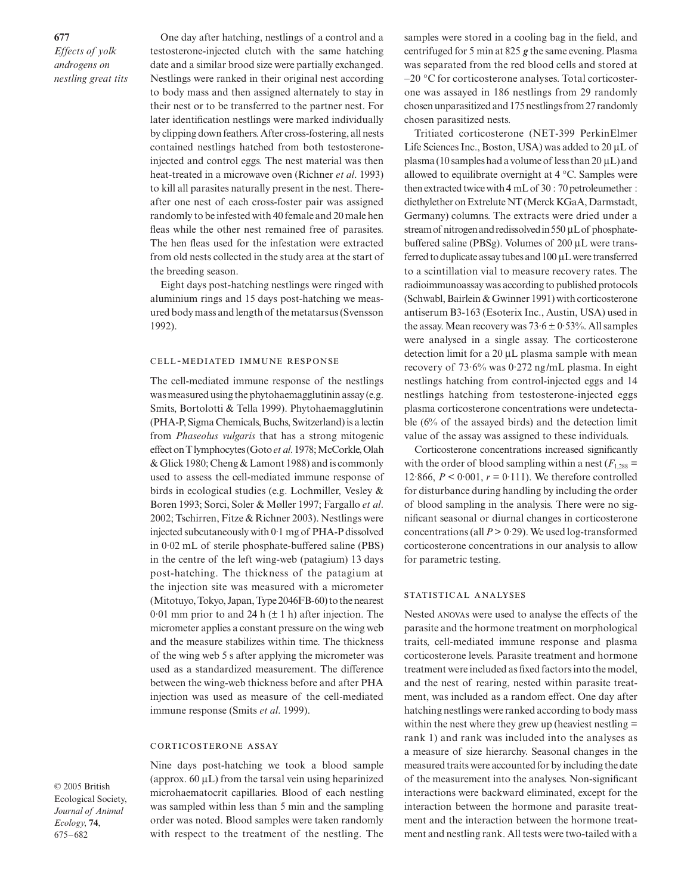One day after hatching, nestlings of a control and a testosterone-injected clutch with the same hatching date and a similar brood size were partially exchanged. Nestlings were ranked in their original nest according to body mass and then assigned alternately to stay in their nest or to be transferred to the partner nest. For later identification nestlings were marked individually by clipping down feathers. After cross-fostering, all nests contained nestlings hatched from both testosterone-injected and control eggs. The nest material was then heat-treated in a microwave oven (Richner *et al*. 1993) to kill all parasites naturally present in the nest. Thereafter one nest of each cross-foster pair was assigned randomly to be infested with 40 female and 20 male hen fleas while the other nest remained free of parasites. The hen fleas used for the infestation were extracted from old nests collected in the study area at the start of the breeding season.

Eight days post-hatching nestlings were ringed with aluminium rings and 15 days post-hatching we measured body mass and length of the metatarsus (Svensson 1992).

### CELL-MEDIATED IMMUNE RESPONSE

The cell-mediated immune response of the nestlings was measured using the phytohaemagglutinin assay (e.g. Smits, Bortolotti & Tella 1999). Phytohaemagglutinin (PHA-P, Sigma Chemicals, Buchs, Switzerland) is a lectin from *Phaseolus vulgaris* that has a strong mitogenic effect on T lymphocytes (Goto *et al*. 1978; McCorkle, Olah & Glick 1980; Cheng & Lamont 1988) and is commonly used to assess the cell-mediated immune response of birds in ecological studies (e.g. Lochmiller, Vesley & Boren 1993; Sorci, Soler & Møller 1997; Fargallo *et al*. 2002; Tschirren, Fitze & Richner 2003). Nestlings were injected subcutaneously with 0·1 mg of PHA-P dissolved in 0·02 mL of sterile phosphate-buffered saline (PBS) in the centre of the left wing-web (patagium) 13 days post-hatching. The thickness of the patagium at the injection site was measured with a micrometer (Mitotuyo, Tokyo, Japan, Type 2046FB-60) to the nearest 0·01 mm prior to and 24 h (± 1 h) after injection. The micrometer applies a constant pressure on the wing web and the measure stabilizes within time. The thickness of the wing web 5 s after applying the micrometer was used as a standardized measurement. The difference between the wing-web thickness before and after PHA injection was used as measure of the cell-mediated immune response (Smits *et al*. 1999).

### CORTICOSTERONE ASSAY

Nine days post-hatching we took a blood sample (approx. 60 μL) from the tarsal vein using heparinized microhaematocrit capillaries. Blood of each nestling was sampled within less than 5 min and the sampling order was noted. Blood samples were taken randomly with respect to the treatment of the nestling. The samples were stored in a cooling bag in the field, and centrifuged for 5 min at 825 ***g*** the same evening. Plasma was separated from the red blood cells and stored at −20 °C for corticosterone analyses. Total corticosterone was assayed in 186 nestlings from 29 randomly chosen unparasitized and 175 nestlings from 27 randomly chosen parasitized nests.

Tritiated corticosterone (NET-399 PerkinElmer Life Sciences Inc., Boston, USA) was added to 20 μL of plasma (10 samples had a volume of less than 20 μL) and allowed to equilibrate overnight at 4 °C. Samples were then extracted twice with 4 mL of 30 : 70 petroleumether : diethylether on Extrelute NT (Merck KGaA, Darmstadt, Germany) columns. The extracts were dried under a stream of nitrogen and redissolved in 550 μL of phosphate-buffered saline (PBSg). Volumes of 200 μL were transferred to duplicate assay tubes and 100 μL were transferred to a scintillation vial to measure recovery rates. The radioimmunoassay was according to published protocols (Schwabl, Bairlein & Gwinner 1991) with corticosterone antiserum B3-163 (Esoterix Inc., Austin, USA) used in the assay. Mean recovery was 73·6 ± 0·53%. All samples were analysed in a single assay. The corticosterone detection limit for a 20 μL plasma sample with mean recovery of 73·6% was 0·272 ng/mL plasma. In eight nestlings hatching from control-injected eggs and 14 nestlings hatching from testosterone-injected eggs plasma corticosterone concentrations were undetectable (6% of the assayed birds) and the detection limit value of the assay was assigned to these individuals.

Corticosterone concentrations increased significantly with the order of blood sampling within a nest ($F_{1,288}$ = 12·866, $P < 0·001$, $r = 0·111$). We therefore controlled for disturbance during handling by including the order of blood sampling in the analysis. There were no significant seasonal or diurnal changes in corticosterone concentrations (all $P > 0·29$). We used log-transformed corticosterone concentrations in our analysis to allow for parametric testing.

### STATISTICAL ANALYSES

Nested ANOVAs were used to analyse the effects of the parasite and the hormone treatment on morphological traits, cell-mediated immune response and plasma corticosterone levels. Parasite treatment and hormone treatment were included as fixed factors into the model, and the nest of rearing, nested within parasite treatment, was included as a random effect. One day after hatching nestlings were ranked according to body mass within the nest where they grew up (heaviest nestling = rank 1) and rank was included into the analyses as a measure of size hierarchy. Seasonal changes in the measured traits were accounted for by including the date of the measurement into the analyses. Non-significant interactions were backward eliminated, except for the interaction between the hormone and parasite treatment and the interaction between the hormone treatment and nestling rank. All tests were two-tailed with a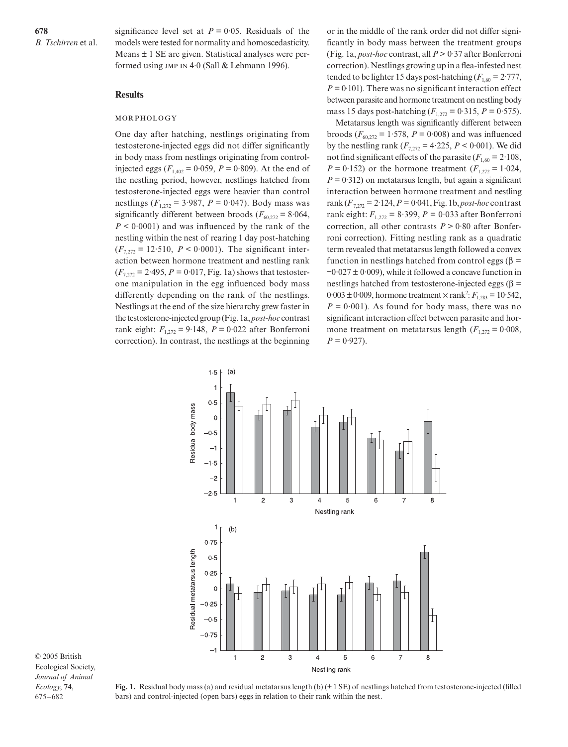significance level set at $P = 0{\cdot}05$. Residuals of the models were tested for normality and homoscedasticity. Means ± 1 SE are given. Statistical analyses were performed using JMP IN 4·0 (Sall & Lehmann 1996).

## Results

### MORPHOLOGY

One day after hatching, nestlings originating from testosterone-injected eggs did not differ significantly in body mass from nestlings originating from control-injected eggs ($F_{1,402} = 0{\cdot}059$, $P = 0{\cdot}809$). At the end of the nestling period, however, nestlings hatched from testosterone-injected eggs were heavier than control nestlings ($F_{1,272} = 3{\cdot}987$, $P = 0{\cdot}047$). Body mass was significantly different between broods ($F_{60,272} = 8{\cdot}064$, $P < 0{\cdot}0001$) and was influenced by the rank of the nestling within the nest of rearing 1 day post-hatching ($F_{7,272} = 12{\cdot}510$, $P < 0{\cdot}0001$). The significant interaction between hormone treatment and nestling rank ($F_{7,272} = 2{\cdot}495$, $P = 0{\cdot}017$, Fig. 1a) shows that testosterone manipulation in the egg influenced body mass differently depending on the rank of the nestlings. Nestlings at the end of the size hierarchy grew faster in the testosterone-injected group (Fig. 1a, *post-hoc* contrast rank eight: $F_{1,272} = 9{\cdot}148$, $P = 0{\cdot}022$ after Bonferroni correction). In contrast, the nestlings at the beginning or in the middle of the rank order did not differ significantly in body mass between the treatment groups (Fig. 1a, *post-hoc* contrast, all $P > 0{\cdot}37$ after Bonferroni correction). Nestlings growing up in a flea-infested nest tended to be lighter 15 days post-hatching ($F_{1,60} = 2{\cdot}777$, $P = 0{\cdot}101$). There was no significant interaction effect between parasite and hormone treatment on nestling body mass 15 days post-hatching ($F_{1,272} = 0{\cdot}315$, $P = 0{\cdot}575$).

Metatarsus length was significantly different between broods ($F_{60,272} = 1{\cdot}578$, $P = 0{\cdot}008$) and was influenced by the nestling rank ($F_{7,272} = 4{\cdot}225$, $P < 0{\cdot}001$). We did not find significant effects of the parasite ($F_{1,60} = 2{\cdot}108$, $P = 0{\cdot}152$) or the hormone treatment ($F_{1,272} = 1{\cdot}024$, $P = 0{\cdot}312$) on metatarsus length, but again a significant interaction between hormone treatment and nestling rank ($F_{7,272} = 2{\cdot}124$, $P = 0{\cdot}041$, Fig. 1b, *post-hoc* contrast rank eight: $F_{1,272} = 8{\cdot}399$, $P = 0{\cdot}033$ after Bonferroni correction, all other contrasts $P > 0{\cdot}80$ after Bonferroni correction). Fitting nestling rank as a quadratic term revealed that metatarsus length followed a convex function in nestlings hatched from control eggs ($\beta = -0{\cdot}027 \pm 0{\cdot}009$), while it followed a concave function in nestlings hatched from testosterone-injected eggs ($\beta = 0{\cdot}003 \pm 0{\cdot}009$, hormone treatment × rank²: $F_{1,283} = 10{\cdot}542$, $P = 0{\cdot}001$). As found for body mass, there was no significant interaction effect between parasite and hormone treatment on metatarsus length ($F_{1,272} = 0{\cdot}008$, $P = 0{\cdot}927$).

**Fig. 1.** Residual body mass (a) and residual metatarsus length (b) (± 1 SE) of nestlings hatched from testosterone-injected (filled bars) and control-injected (open bars) eggs in relation to their rank within the nest.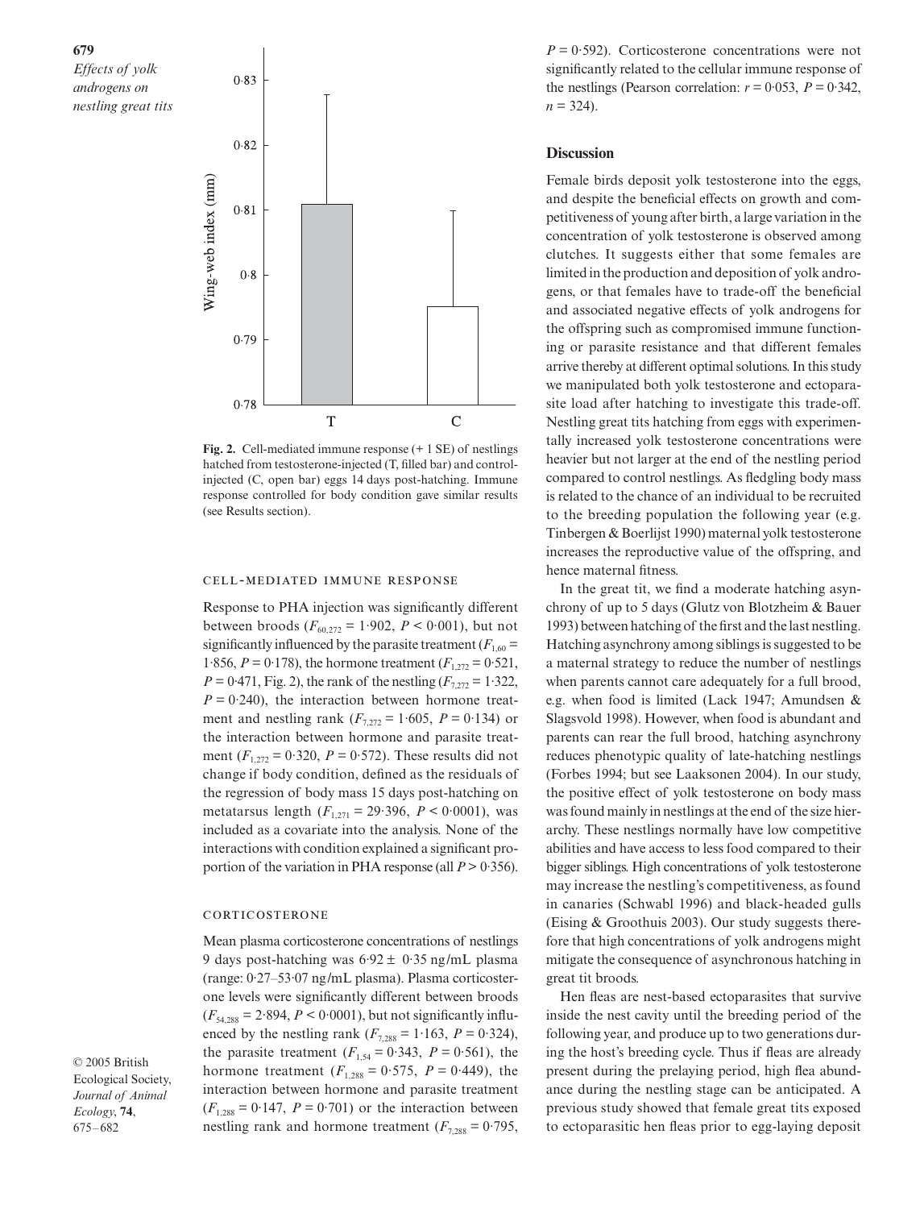Fig. 2. Cell-mediated immune response (+ 1 SE) of nestlings hatched from testosterone-injected (T, filled bar) and control-injected (C, open bar) eggs 14 days post-hatching. Immune response controlled for body condition gave similar results (see Results section).

### Cell-mediated immune response

Response to PHA injection was significantly different between broods ($F_{60,272} = 1{\cdot}902$, $P < 0{\cdot}001$), but not significantly influenced by the parasite treatment ($F_{1,60} = 1{\cdot}856$, $P = 0{\cdot}178$), the hormone treatment ($F_{1,272} = 0{\cdot}521$, $P = 0{\cdot}471$, Fig. 2), the rank of the nestling ($F_{7,272} = 1{\cdot}322$, $P = 0{\cdot}240$), the interaction between hormone treatment and nestling rank ($F_{7,272} = 1{\cdot}605$, $P = 0{\cdot}134$) or the interaction between hormone and parasite treatment ($F_{1,272} = 0{\cdot}320$, $P = 0{\cdot}572$). These results did not change if body condition, defined as the residuals of the regression of body mass 15 days post-hatching on metatarsus length ($F_{1,271} = 29{\cdot}396$, $P < 0{\cdot}0001$), was included as a covariate into the analysis. None of the interactions with condition explained a significant proportion of the variation in PHA response (all $P > 0{\cdot}356$).

### Corticosterone

Mean plasma corticosterone concentrations of nestlings 9 days post-hatching was $6{\cdot}92 \pm 0{\cdot}35$ ng/mL plasma (range: 0·27–53·07 ng/mL plasma). Plasma corticosterone levels were significantly different between broods ($F_{54,288} = 2{\cdot}894$, $P < 0{\cdot}0001$), but not significantly influenced by the nestling rank ($F_{7,288} = 1{\cdot}163$, $P = 0{\cdot}324$), the parasite treatment ($F_{1,54} = 0{\cdot}343$, $P = 0{\cdot}561$), the hormone treatment ($F_{1,288} = 0{\cdot}575$, $P = 0{\cdot}449$), the interaction between hormone and parasite treatment ($F_{1,288} = 0{\cdot}147$, $P = 0{\cdot}701$) or the interaction between nestling rank and hormone treatment ($F_{7,288} = 0{\cdot}795$, $P = 0{\cdot}592$). Corticosterone concentrations were not significantly related to the cellular immune response of the nestlings (Pearson correlation: $r = 0{\cdot}053$, $P = 0{\cdot}342$, $n = 324$).

## Discussion

Female birds deposit yolk testosterone into the eggs, and despite the beneficial effects on growth and competitiveness of young after birth, a large variation in the concentration of yolk testosterone is observed among clutches. It suggests either that some females are limited in the production and deposition of yolk androgens, or that females have to trade-off the beneficial and associated negative effects of yolk androgens for the offspring such as compromised immune functioning or parasite resistance and that different females arrive thereby at different optimal solutions. In this study we manipulated both yolk testosterone and ectoparasite load after hatching to investigate this trade-off. Nestling great tits hatching from eggs with experimentally increased yolk testosterone concentrations were heavier but not larger at the end of the nestling period compared to control nestlings. As fledgling body mass is related to the chance of an individual to be recruited to the breeding population the following year (e.g. Tinbergen & Boerlijst 1990) maternal yolk testosterone increases the reproductive value of the offspring, and hence maternal fitness.

In the great tit, we find a moderate hatching asynchrony of up to 5 days (Glutz von Blotzheim & Bauer 1993) between hatching of the first and the last nestling. Hatching asynchrony among siblings is suggested to be a maternal strategy to reduce the number of nestlings when parents cannot care adequately for a full brood, e.g. when food is limited (Lack 1947; Amundsen & Slagsvold 1998). However, when food is abundant and parents can rear the full brood, hatching asynchrony reduces phenotypic quality of late-hatching nestlings (Forbes 1994; but see Laaksonen 2004). In our study, the positive effect of yolk testosterone on body mass was found mainly in nestlings at the end of the size hierarchy. These nestlings normally have low competitive abilities and have access to less food compared to their bigger siblings. High concentrations of yolk testosterone may increase the nestling's competitiveness, as found in canaries (Schwabl 1996) and black-headed gulls (Eising & Groothuis 2003). Our study suggests therefore that high concentrations of yolk androgens might mitigate the consequence of asynchronous hatching in great tit broods.

Hen fleas are nest-based ectoparasites that survive inside the nest cavity until the breeding period of the following year, and produce up to two generations during the host's breeding cycle. Thus if fleas are already present during the prelaying period, high flea abundance during the nestling stage can be anticipated. A previous study showed that female great tits exposed to ectoparasitic hen fleas prior to egg-laying deposit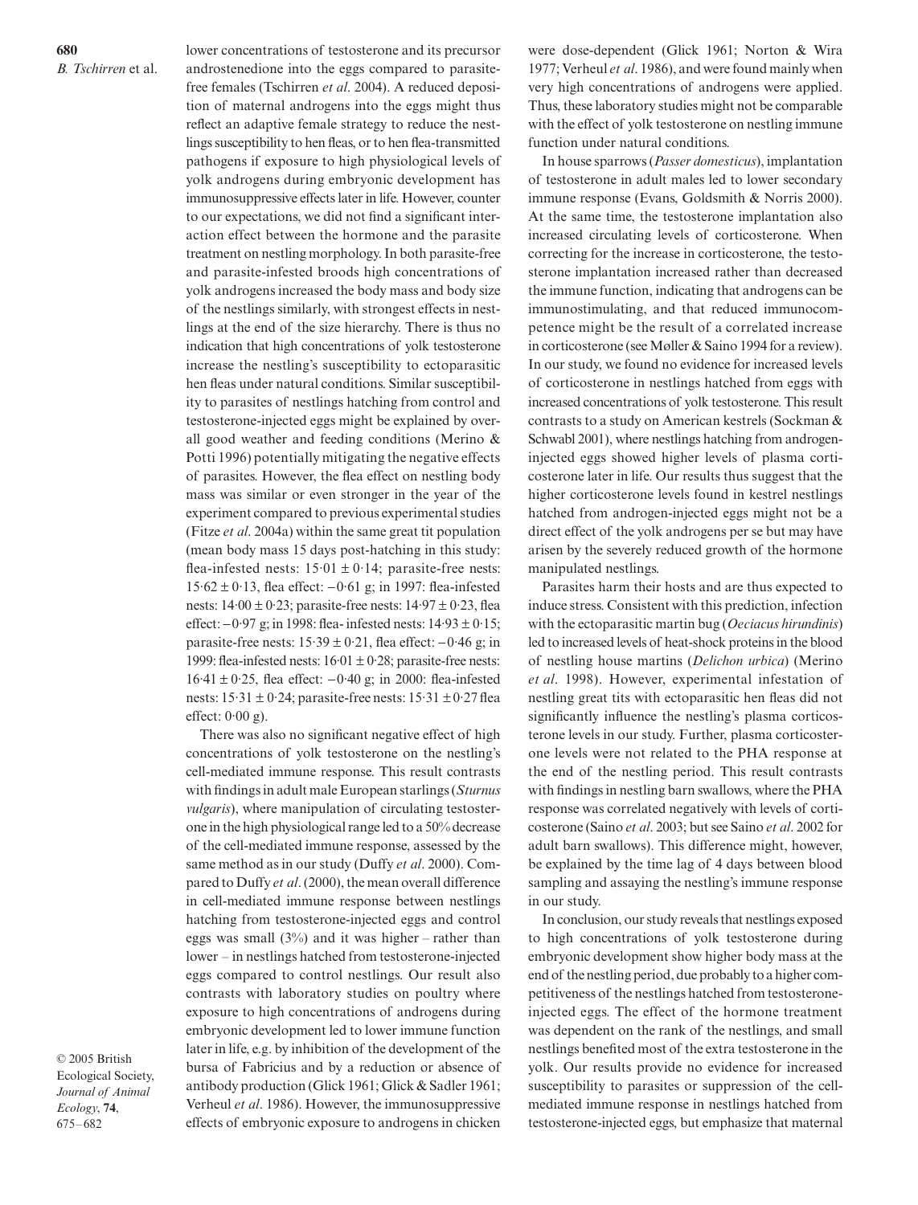lower concentrations of testosterone and its precursor androstenedione into the eggs compared to parasite-free females (Tschirren *et al*. 2004). A reduced deposition of maternal androgens into the eggs might thus reflect an adaptive female strategy to reduce the nestlings susceptibility to hen fleas, or to hen flea-transmitted pathogens if exposure to high physiological levels of yolk androgens during embryonic development has immunosuppressive effects later in life. However, counter to our expectations, we did not find a significant interaction effect between the hormone and the parasite treatment on nestling morphology. In both parasite-free and parasite-infested broods high concentrations of yolk androgens increased the body mass and body size of the nestlings similarly, with strongest effects in nestlings at the end of the size hierarchy. There is thus no indication that high concentrations of yolk testosterone increase the nestling's susceptibility to ectoparasitic hen fleas under natural conditions. Similar susceptibility to parasites of nestlings hatching from control and testosterone-injected eggs might be explained by overall good weather and feeding conditions (Merino & Potti 1996) potentially mitigating the negative effects of parasites. However, the flea effect on nestling body mass was similar or even stronger in the year of the experiment compared to previous experimental studies (Fitze *et al*. 2004a) within the same great tit population (mean body mass 15 days post-hatching in this study: flea-infested nests: $15{\cdot}01 \pm 0{\cdot}14$; parasite-free nests: $15{\cdot}62 \pm 0{\cdot}13$, flea effect: $-0{\cdot}61$ g; in 1997: flea-infested nests: $14{\cdot}00 \pm 0{\cdot}23$; parasite-free nests: $14{\cdot}97 \pm 0{\cdot}23$, flea effect: $-0{\cdot}97$ g; in 1998: flea- infested nests: $14{\cdot}93 \pm 0{\cdot}15$; parasite-free nests: $15{\cdot}39 \pm 0{\cdot}21$, flea effect: $-0{\cdot}46$ g; in 1999: flea-infested nests: $16{\cdot}01 \pm 0{\cdot}28$; parasite-free nests: $16{\cdot}41 \pm 0{\cdot}25$, flea effect: $-0{\cdot}40$ g; in 2000: flea-infested nests: $15{\cdot}31 \pm 0{\cdot}24$; parasite-free nests: $15{\cdot}31 \pm 0{\cdot}27$ flea effect: $0{\cdot}00$ g).

There was also no significant negative effect of high concentrations of yolk testosterone on the nestling's cell-mediated immune response. This result contrasts with findings in adult male European starlings (*Sturnus vulgaris*), where manipulation of circulating testosterone in the high physiological range led to a 50% decrease of the cell-mediated immune response, assessed by the same method as in our study (Duffy *et al*. 2000). Compared to Duffy *et al*. (2000), the mean overall difference in cell-mediated immune response between nestlings hatching from testosterone-injected eggs and control eggs was small (3%) and it was higher – rather than lower – in nestlings hatched from testosterone-injected eggs compared to control nestlings. Our result also contrasts with laboratory studies on poultry where exposure to high concentrations of androgens during embryonic development led to lower immune function later in life, e.g. by inhibition of the development of the bursa of Fabricius and by a reduction or absence of antibody production (Glick 1961; Glick & Sadler 1961; Verheul *et al*. 1986). However, the immunosuppressive effects of embryonic exposure to androgens in chicken were dose-dependent (Glick 1961; Norton & Wira 1977; Verheul *et al*. 1986), and were found mainly when very high concentrations of androgens were applied. Thus, these laboratory studies might not be comparable with the effect of yolk testosterone on nestling immune function under natural conditions.

In house sparrows (*Passer domesticus*), implantation of testosterone in adult males led to lower secondary immune response (Evans, Goldsmith & Norris 2000). At the same time, the testosterone implantation also increased circulating levels of corticosterone. When correcting for the increase in corticosterone, the testosterone implantation increased rather than decreased the immune function, indicating that androgens can be immunostimulating, and that reduced immunocompetence might be the result of a correlated increase in corticosterone (see Møller & Saino 1994 for a review). In our study, we found no evidence for increased levels of corticosterone in nestlings hatched from eggs with increased concentrations of yolk testosterone. This result contrasts to a study on American kestrels (Sockman & Schwabl 2001), where nestlings hatching from androgen-injected eggs showed higher levels of plasma corticosterone later in life. Our results thus suggest that the higher corticosterone levels found in kestrel nestlings hatched from androgen-injected eggs might not be a direct effect of the yolk androgens per se but may have arisen by the severely reduced growth of the hormone manipulated nestlings.

Parasites harm their hosts and are thus expected to induce stress. Consistent with this prediction, infection with the ectoparasitic martin bug (*Oeciacus hirundinis*) led to increased levels of heat-shock proteins in the blood of nestling house martins (*Delichon urbica*) (Merino *et al*. 1998). However, experimental infestation of nestling great tits with ectoparasitic hen fleas did not significantly influence the nestling's plasma corticosterone levels in our study. Further, plasma corticosterone levels were not related to the PHA response at the end of the nestling period. This result contrasts with findings in nestling barn swallows, where the PHA response was correlated negatively with levels of corticosterone (Saino *et al*. 2003; but see Saino *et al*. 2002 for adult barn swallows). This difference might, however, be explained by the time lag of 4 days between blood sampling and assaying the nestling's immune response in our study.

In conclusion, our study reveals that nestlings exposed to high concentrations of yolk testosterone during embryonic development show higher body mass at the end of the nestling period, due probably to a higher competitiveness of the nestlings hatched from testosterone-injected eggs. The effect of the hormone treatment was dependent on the rank of the nestlings, and small nestlings benefited most of the extra testosterone in the yolk. Our results provide no evidence for increased susceptibility to parasites or suppression of the cell-mediated immune response in nestlings hatched from testosterone-injected eggs, but emphasize that maternal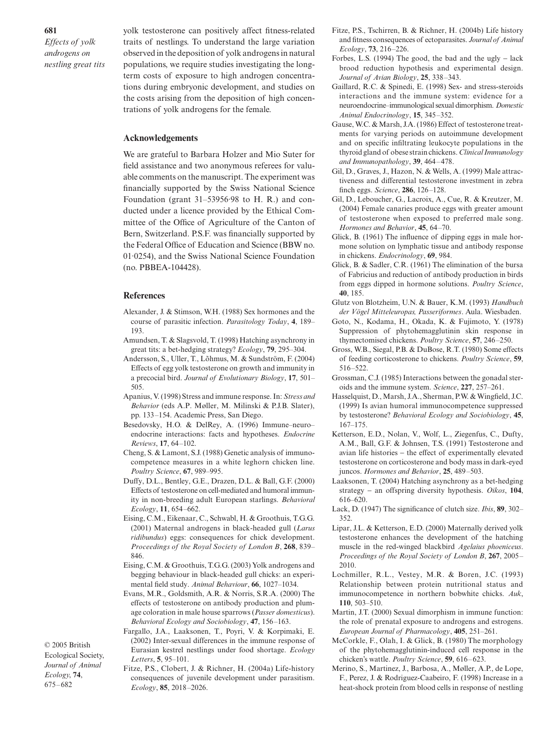yolk testosterone can positively affect fitness-related traits of nestlings. To understand the large variation observed in the deposition of yolk androgens in natural populations, we require studies investigating the long-term costs of exposure to high androgen concentrations during embryonic development, and studies on the costs arising from the deposition of high concentrations of yolk androgens for the female.

## Acknowledgements

We are grateful to Barbara Holzer and Mio Suter for field assistance and two anonymous referees for valuable comments on the manuscript. The experiment was financially supported by the Swiss National Science Foundation (grant 31–53956·98 to H. R.) and conducted under a licence provided by the Ethical Committee of the Office of Agriculture of the Canton of Bern, Switzerland. P.S.F. was financially supported by the Federal Office of Education and Science (BBW no. 01·0254), and the Swiss National Science Foundation (no. PBBEA-104428).

## References

Alexander, J. & Stimson, W.H. (1988) Sex hormones and the course of parasitic infection. *Parasitology Today*, **4**, 189–193.

Amundsen, T. & Slagsvold, T. (1998) Hatching asynchrony in great tits: a bet-hedging strategy? *Ecology*, **79**, 295–304.

Andersson, S., Uller, T., Lõhmus, M. & Sundström, F. (2004) Effects of egg yolk testosterone on growth and immunity in a precocial bird. *Journal of Evolutionary Biology*, **17**, 501–505.

Apanius, V. (1998) Stress and immune response. In: *Stress and Behavior* (eds A.P. Møller, M. Milinski & P.J.B. Slater), pp. 133–154. Academic Press, San Diego.

Besedovsky, H.O. & DelRey, A. (1996) Immune–neuro–endocrine interactions: facts and hypotheses. *Endocrine Reviews*, **17**, 64–102.

Cheng, S. & Lamont, S.J. (1988) Genetic analysis of immunocompetence measures in a white leghorn chicken line. *Poultry Science*, **67**, 989–995.

Duffy, D.L., Bentley, G.E., Drazen, D.L. & Ball, G.F. (2000) Effects of testosterone on cell-mediated and humoral immunity in non-breeding adult European starlings. *Behavioral Ecology*, **11**, 654–662.

Eising, C.M., Eikenaar, C., Schwabl, H. & Groothuis, T.G.G. (2001) Maternal androgens in black-headed gull (*Larus ridibundus*) eggs: consequences for chick development. *Proceedings of the Royal Society of London B*, **268**, 839–846.

Eising, C.M. & Groothuis, T.G.G. (2003) Yolk androgens and begging behaviour in black-headed gull chicks: an experimental field study. *Animal Behaviour*, **66**, 1027–1034.

Evans, M.R., Goldsmith, A.R. & Norris, S.R.A. (2000) The effects of testosterone on antibody production and plumage coloration in male house sparrows (*Passer domesticus*). *Behavioral Ecology and Sociobiology*, **47**, 156–163.

Fargallo, J.A., Laaksonen, T., Poyri, V. & Korpimaki, E. (2002) Inter-sexual differences in the immune response of Eurasian kestrel nestlings under food shortage. *Ecology Letters*, **5**, 95–101.

Fitze, P.S., Clobert, J. & Richner, H. (2004a) Life-history consequences of juvenile development under parasitism. *Ecology*, **85**, 2018–2026.

Fitze, P.S., Tschirren, B. & Richner, H. (2004b) Life history and fitness consequences of ectoparasites. *Journal of Animal Ecology*, **73**, 216–226.

Forbes, L.S. (1994) The good, the bad and the ugly – lack brood reduction hypothesis and experimental design. *Journal of Avian Biology*, **25**, 338–343.

Gaillard, R.C. & Spinedi, E. (1998) Sex- and stress-steroids interactions and the immune system: evidence for a neuroendocrine–immunological sexual dimorphism. *Domestic Animal Endocrinology*, **15**, 345–352.

Gause, W.C. & Marsh, J.A. (1986) Effect of testosterone treatments for varying periods on autoimmune development and on specific infiltrating leukocyte populations in the thyroid gland of obese strain chickens. *Clinical Immunology and Immunopathology*, **39**, 464–478.

Gil, D., Graves, J., Hazon, N. & Wells, A. (1999) Male attractiveness and differential testosterone investment in zebra finch eggs. *Science*, **286**, 126–128.

Gil, D., Leboucher, G., Lacroix, A., Cue, R. & Kreutzer, M. (2004) Female canaries produce eggs with greater amount of testosterone when exposed to preferred male song. *Hormones and Behavior*, **45**, 64–70.

Glick, B. (1961) The influence of dipping eggs in male hormone solution on lymphatic tissue and antibody response in chickens. *Endocrinology*, **69**, 984.

Glick, B. & Sadler, C.R. (1961) The elimination of the bursa of Fabricius and reduction of antibody production in birds from eggs dipped in hormone solutions. *Poultry Science*, **40**, 185.

Glutz von Blotzheim, U.N. & Bauer, K.M. (1993) *Handbuch der Vögel Mitteleuropas, Passeriformes*. Aula. Wiesbaden.

Goto, N., Kodama, H., Okada, K. & Fujimoto, Y. (1978) Suppression of phytohemagglutinin skin response in thymectomised chickens. *Poultry Science*, **57**, 246–250.

Gross, W.B., Siegal, P.B. & DuBose, R.T. (1980) Some effects of feeding corticosterone to chickens. *Poultry Science*, **59**, 516–522.

Grossman, C.J. (1985) Interactions between the gonadal steroids and the immune system. *Science*, **227**, 257–261.

Hasselquist, D., Marsh, J.A., Sherman, P.W. & Wingfield, J.C. (1999) Is avian humoral immunocompetence suppressed by testosterone? *Behavioral Ecology and Sociobiology*, **45**, 167–175.

Ketterson, E.D., Nolan, V., Wolf, L., Ziegenfus, C., Dufty, A.M., Ball, G.F. & Johnsen, T.S. (1991) Testosterone and avian life histories – the effect of experimentally elevated testosterone on corticosterone and body mass in dark-eyed juncos. *Hormones and Behavior*, **25**, 489–503.

Laaksonen, T. (2004) Hatching asynchrony as a bet-hedging strategy – an offspring diversity hypothesis. *Oikos*, **104**, 616–620.

Lack, D. (1947) The significance of clutch size. *Ibis*, **89**, 302–352.

Lipar, J.L. & Ketterson, E.D. (2000) Maternally derived yolk testosterone enhances the development of the hatching muscle in the red-winged blackbird *Agelaius phoeniceus*. *Proceedings of the Royal Society of London B*, **267**, 2005–2010.

Lochmiller, R.L., Vestey, M.R. & Boren, J.C. (1993) Relationship between protein nutritional status and immunocompetence in northern bobwhite chicks. *Auk*, **110**, 503–510.

Martin, J.T. (2000) Sexual dimorphism in immune function: the role of prenatal exposure to androgens and estrogens. *European Journal of Pharmacology*, **405**, 251–261.

McCorkle, F., Olah, I. & Glick, B. (1980) The morphology of the phytohemagglutinin-induced cell response in the chicken's wattle. *Poultry Science*, **59**, 616–623.

Merino, S., Martinez, J., Barbosa, A., Møller, A.P., de Lope, F., Perez, J. & Rodriguez-Caabeiro, F. (1998) Increase in a heat-shock protein from blood cells in response of nestling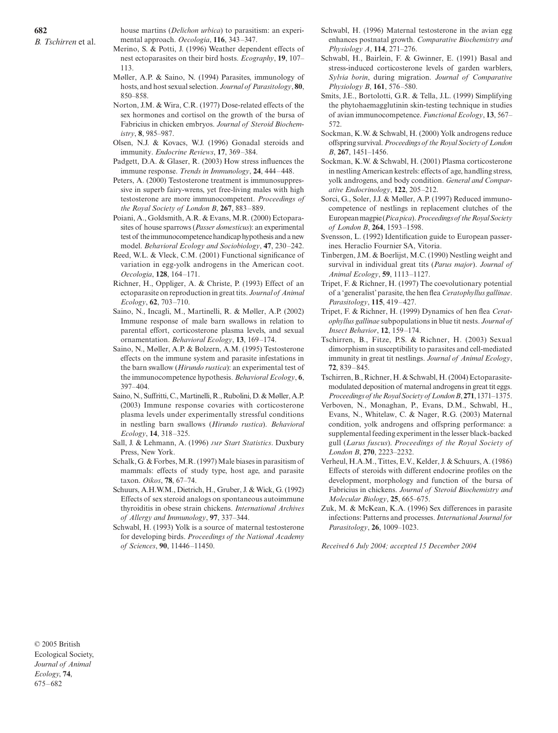house martins (*Delichon urbica*) to parasitism: an experimental approach. *Oecologia*, **116**, 343–347.

Merino, S. & Potti, J. (1996) Weather dependent effects of nest ectoparasites on their bird hosts. *Ecography*, **19**, 107–113.

Møller, A.P. & Saino, N. (1994) Parasites, immunology of hosts, and host sexual selection. *Journal of Parasitology*, **80**, 850–858.

Norton, J.M. & Wira, C.R. (1977) Dose-related effects of the sex hormones and cortisol on the growth of the bursa of Fabricius in chicken embryos. *Journal of Steroid Biochemistry*, **8**, 985–987.

Olsen, N.J. & Kovacs, W.J. (1996) Gonadal steroids and immunity. *Endocrine Reviews*, **17**, 369–384.

Padgett, D.A. & Glaser, R. (2003) How stress influences the immune response. *Trends in Immunology*, **24**, 444–448.

Peters, A. (2000) Testosterone treatment is immunosuppressive in superb fairy-wrens, yet free-living males with high testosterone are more immunocompetent. *Proceedings of the Royal Society of London B*, **267**, 883–889.

Poiani, A., Goldsmith, A.R. & Evans, M.R. (2000) Ectoparasites of house sparrows (*Passer domesticus*): an experimental test of the immunocompetence handicap hypothesis and a new model. *Behavioral Ecology and Sociobiology*, **47**, 230–242.

Reed, W.L. & Vleck, C.M. (2001) Functional significance of variation in egg-yolk androgens in the American coot. *Oecologia*, **128**, 164–171.

Richner, H., Oppliger, A. & Christe, P. (1993) Effect of an ectoparasite on reproduction in great tits. *Journal of Animal Ecology*, **62**, 703–710.

Saino, N., Incagli, M., Martinelli, R. & Møller, A.P. (2002) Immune response of male barn swallows in relation to parental effort, corticosterone plasma levels, and sexual ornamentation. *Behavioral Ecology*, **13**, 169–174.

Saino, N., Møller, A.P. & Bolzern, A.M. (1995) Testosterone effects on the immune system and parasite infestations in the barn swallow (*Hirundo rustica*): an experimental test of the immunocompetence hypothesis. *Behavioral Ecology*, **6**, 397–404.

Saino, N., Suffritti, C., Martinelli, R., Rubolini, D. & Møller, A.P. (2003) Immune response covaries with corticosterone plasma levels under experimentally stressful conditions in nestling barn swallows (*Hirundo rustica*). *Behavioral Ecology*, **14**, 318–325.

Sall, J. & Lehmann, A. (1996) *JMP Start Statistics*. Duxbury Press, New York.

Schalk, G. & Forbes, M.R. (1997) Male biases in parasitism of mammals: effects of study type, host age, and parasite taxon. *Oikos*, **78**, 67–74.

Schuurs, A.H.W.M., Dietrich, H., Gruber, J. & Wick, G. (1992) Effects of sex steroid analogs on spontaneous autoimmune thyroiditis in obese strain chickens. *International Archives of Allergy and Immunology*, **97**, 337–344.

Schwabl, H. (1993) Yolk is a source of maternal testosterone for developing birds. *Proceedings of the National Academy of Sciences*, **90**, 11446–11450.

Schwabl, H. (1996) Maternal testosterone in the avian egg enhances postnatal growth. *Comparative Biochemistry and Physiology A*, **114**, 271–276.

Schwabl, H., Bairlein, F. & Gwinner, E. (1991) Basal and stress-induced corticosterone levels of garden warblers, *Sylvia borin*, during migration. *Journal of Comparative Physiology B*, **161**, 576–580.

Smits, J.E., Bortolotti, G.R. & Tella, J.L. (1999) Simplifying the phytohaemagglutinin skin-testing technique in studies of avian immunocompetence. *Functional Ecology*, **13**, 567–572.

Sockman, K.W. & Schwabl, H. (2000) Yolk androgens reduce offspring survival. *Proceedings of the Royal Society of London B*, **267**, 1451–1456.

Sockman, K.W. & Schwabl, H. (2001) Plasma corticosterone in nestling American kestrels: effects of age, handling stress, yolk androgens, and body condition. *General and Comparative Endocrinology*, **122**, 205–212.

Sorci, G., Soler, J.J. & Møller, A.P. (1997) Reduced immunocompetence of nestlings in replacement clutches of the European magpie (*Pica pica*). *Proceedings of the Royal Society of London B*, **264**, 1593–1598.

Svensson, L. (1992) Identification guide to European passerines. Heraclio Fournier SA, Vitoria.

Tinbergen, J.M. & Boerlijst, M.C. (1990) Nestling weight and survival in individual great tits (*Parus major*). *Journal of Animal Ecology*, **59**, 1113–1127.

Tripet, F. & Richner, H. (1997) The coevolutionary potential of a 'generalist' parasite, the hen flea *Ceratophyllus gallinae*. *Parasitology*, **115**, 419–427.

Tripet, F. & Richner, H. (1999) Dynamics of hen flea *Ceratophyllus gallinae* subpopulations in blue tit nests. *Journal of Insect Behavior*, **12**, 159–174.

Tschirren, B., Fitze, P.S. & Richner, H. (2003) Sexual dimorphism in susceptibility to parasites and cell-mediated immunity in great tit nestlings. *Journal of Animal Ecology*, **72**, 839–845.

Tschirren, B., Richner, H. & Schwabl, H. (2004) Ectoparasite-modulated deposition of maternal androgens in great tit eggs. *Proceedings of the Royal Society of London B*, **271**, 1371–1375.

Verboven, N., Monaghan, P., Evans, D.M., Schwabl, H., Evans, N., Whitelaw, C. & Nager, R.G. (2003) Maternal condition, yolk androgens and offspring performance: a supplemental feeding experiment in the lesser black-backed gull (*Larus fuscus*). *Proceedings of the Royal Society of London B*, **270**, 2223–2232.

Verheul, H.A.M., Tittes, E.V., Kelder, J. & Schuurs, A. (1986) Effects of steroids with different endocrine profiles on the development, morphology and function of the bursa of Fabricius in chickens. *Journal of Steroid Biochemistry and Molecular Biology*, **25**, 665–675.

Zuk, M. & McKean, K.A. (1996) Sex differences in parasite infections: Patterns and processes. *International Journal for Parasitology*, **26**, 1009–1023.

*Received 6 July 2004; accepted 15 December 2004*